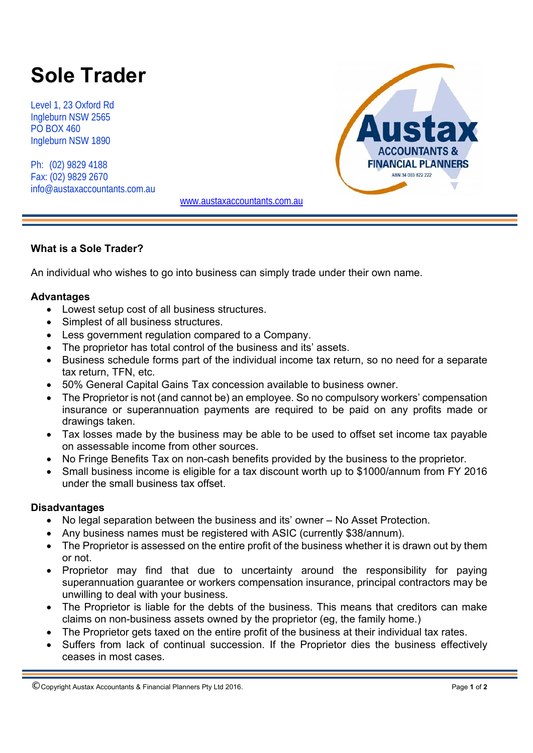# Sole Trader

Level 1, 23 Oxford Rd
Ingleburn NSW 2565
PO BOX 460
Ingleburn NSW 1890

Ph: (02) 9829 4188
Fax: (02) 9829 2670
info@austaxaccountants.com.au

Austax ACCOUNTANTS & FINANCIAL PLANNERS
ABN 34 003 822 222

www.austaxaccountants.com.au

### What is a Sole Trader?

An individual who wishes to go into business can simply trade under their own name.

**Advantages**

- Lowest setup cost of all business structures.
- Simplest of all business structures.
- Less government regulation compared to a Company.
- The proprietor has total control of the business and its' assets.
- Business schedule forms part of the individual income tax return, so no need for a separate tax return, TFN, etc.
- 50% General Capital Gains Tax concession available to business owner.
- The Proprietor is not (and cannot be) an employee. So no compulsory workers' compensation insurance or superannuation payments are required to be paid on any profits made or drawings taken.
- Tax losses made by the business may be able to be used to offset set income tax payable on assessable income from other sources.
- No Fringe Benefits Tax on non-cash benefits provided by the business to the proprietor.
- Small business income is eligible for a tax discount worth up to $1000/annum from FY 2016 under the small business tax offset.

**Disadvantages**

- No legal separation between the business and its' owner – No Asset Protection.
- Any business names must be registered with ASIC (currently $38/annum).
- The Proprietor is assessed on the entire profit of the business whether it is drawn out by them or not.
- Proprietor may find that due to uncertainty around the responsibility for paying superannuation guarantee or workers compensation insurance, principal contractors may be unwilling to deal with your business.
- The Proprietor is liable for the debts of the business. This means that creditors can make claims on non-business assets owned by the proprietor (eg, the family home.)
- The Proprietor gets taxed on the entire profit of the business at their individual tax rates.
- Suffers from lack of continual succession. If the Proprietor dies the business effectively ceases in most cases.

© Copyright Austax Accountants & Financial Planners Pty Ltd 2016.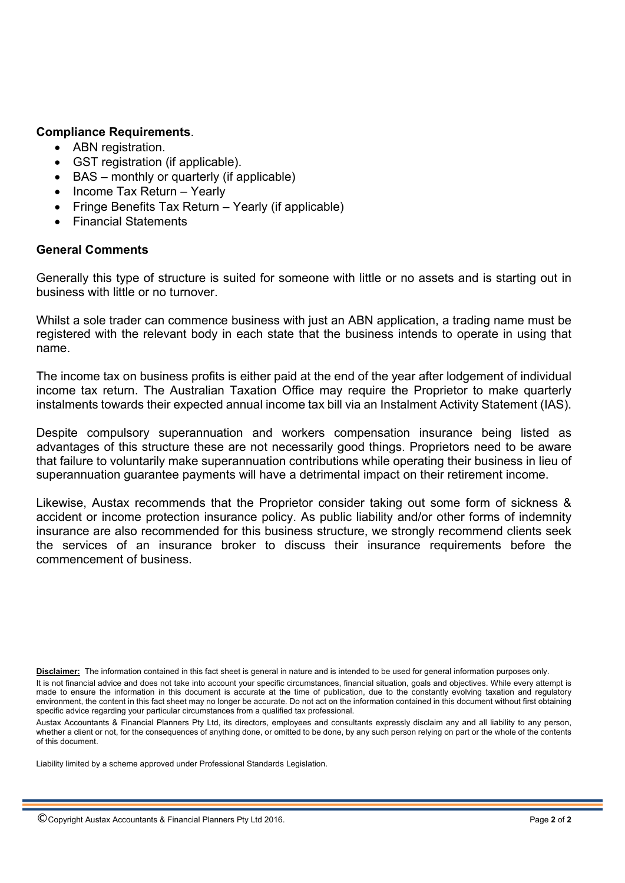**Compliance Requirements**.

- ABN registration.
- GST registration (if applicable).
- BAS – monthly or quarterly (if applicable)
- Income Tax Return – Yearly
- Fringe Benefits Tax Return – Yearly (if applicable)
- Financial Statements

**General Comments**

Generally this type of structure is suited for someone with little or no assets and is starting out in business with little or no turnover.

Whilst a sole trader can commence business with just an ABN application, a trading name must be registered with the relevant body in each state that the business intends to operate in using that name.

The income tax on business profits is either paid at the end of the year after lodgement of individual income tax return. The Australian Taxation Office may require the Proprietor to make quarterly instalments towards their expected annual income tax bill via an Instalment Activity Statement (IAS).

Despite compulsory superannuation and workers compensation insurance being listed as advantages of this structure these are not necessarily good things. Proprietors need to be aware that failure to voluntarily make superannuation contributions while operating their business in lieu of superannuation guarantee payments will have a detrimental impact on their retirement income.

Likewise, Austax recommends that the Proprietor consider taking out some form of sickness & accident or income protection insurance policy. As public liability and/or other forms of indemnity insurance are also recommended for this business structure, we strongly recommend clients seek the services of an insurance broker to discuss their insurance requirements before the commencement of business.

**Disclaimer:** The information contained in this fact sheet is general in nature and is intended to be used for general information purposes only.

It is not financial advice and does not take into account your specific circumstances, financial situation, goals and objectives. While every attempt is made to ensure the information in this document is accurate at the time of publication, due to the constantly evolving taxation and regulatory environment, the content in this fact sheet may no longer be accurate. Do not act on the information contained in this document without first obtaining specific advice regarding your particular circumstances from a qualified tax professional.

Austax Accountants & Financial Planners Pty Ltd, its directors, employees and consultants expressly disclaim any and all liability to any person, whether a client or not, for the consequences of anything done, or omitted to be done, by any such person relying on part or the whole of the contents of this document.

Liability limited by a scheme approved under Professional Standards Legislation.

© Copyright Austax Accountants & Financial Planners Pty Ltd 2016.